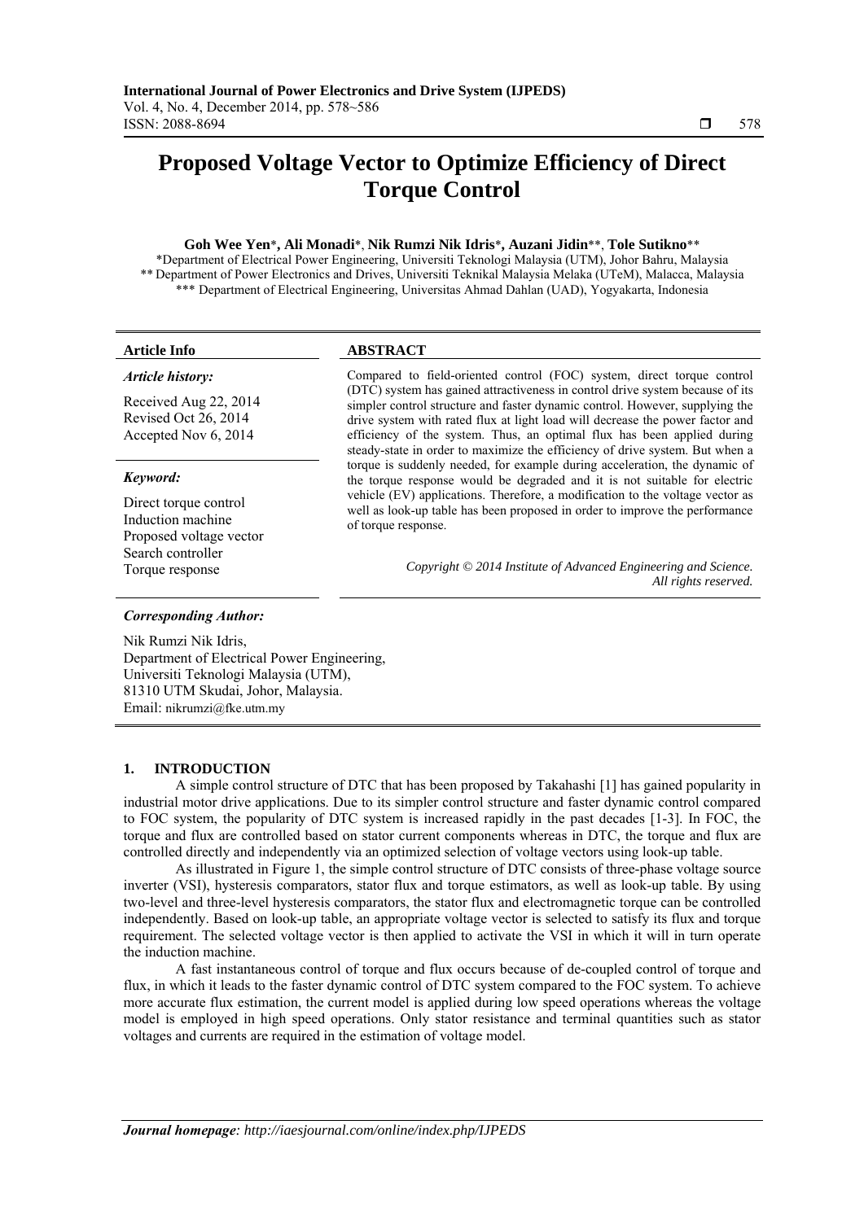# Proposed Voltage Vector to Optimize Efficiency of Direct Torque Control

**Goh Wee Yen\*, Ali Monadi\*, Nik Rumzi Nik Idris\*, Auzani Jidin\*\*, Tole Sutikno\*\***

\*Department of Electrical Power Engineering, Universiti Teknologi Malaysia (UTM), Johor Bahru, Malaysia
\*\* Department of Power Electronics and Drives, Universiti Teknikal Malaysia Melaka (UTeM), Malacca, Malaysia
\*\*\* Department of Electrical Engineering, Universitas Ahmad Dahlan (UAD), Yogyakarta, Indonesia

**Article Info**

*Article history:*

Received Aug 22, 2014
Revised Oct 26, 2014
Accepted Nov 6, 2014

*Keyword:*

Direct torque control
Induction machine
Proposed voltage vector
Search controller
Torque response

**ABSTRACT**

Compared to field-oriented control (FOC) system, direct torque control (DTC) system has gained attractiveness in control drive system because of its simpler control structure and faster dynamic control. However, supplying the drive system with rated flux at light load will decrease the power factor and efficiency of the system. Thus, an optimal flux has been applied during steady-state in order to maximize the efficiency of drive system. But when a torque is suddenly needed, for example during acceleration, the dynamic of the torque response would be degraded and it is not suitable for electric vehicle (EV) applications. Therefore, a modification to the voltage vector as well as look-up table has been proposed in order to improve the performance of torque response.

*Copyright © 2014 Institute of Advanced Engineering and Science. All rights reserved.*

***Corresponding Author:***

Nik Rumzi Nik Idris,
Department of Electrical Power Engineering,
Universiti Teknologi Malaysia (UTM),
81310 UTM Skudai, Johor, Malaysia.
Email: nikrumzi@fke.utm.my

## 1. INTRODUCTION

A simple control structure of DTC that has been proposed by Takahashi [1] has gained popularity in industrial motor drive applications. Due to its simpler control structure and faster dynamic control compared to FOC system, the popularity of DTC system is increased rapidly in the past decades [1-3]. In FOC, the torque and flux are controlled based on stator current components whereas in DTC, the torque and flux are controlled directly and independently via an optimized selection of voltage vectors using look-up table.

As illustrated in Figure 1, the simple control structure of DTC consists of three-phase voltage source inverter (VSI), hysteresis comparators, stator flux and torque estimators, as well as look-up table. By using two-level and three-level hysteresis comparators, the stator flux and electromagnetic torque can be controlled independently. Based on look-up table, an appropriate voltage vector is selected to satisfy its flux and torque requirement. The selected voltage vector is then applied to activate the VSI in which it will in turn operate the induction machine.

A fast instantaneous control of torque and flux occurs because of de-coupled control of torque and flux, in which it leads to the faster dynamic control of DTC system compared to the FOC system. To achieve more accurate flux estimation, the current model is applied during low speed operations whereas the voltage model is employed in high speed operations. Only stator resistance and terminal quantities such as stator voltages and currents are required in the estimation of voltage model.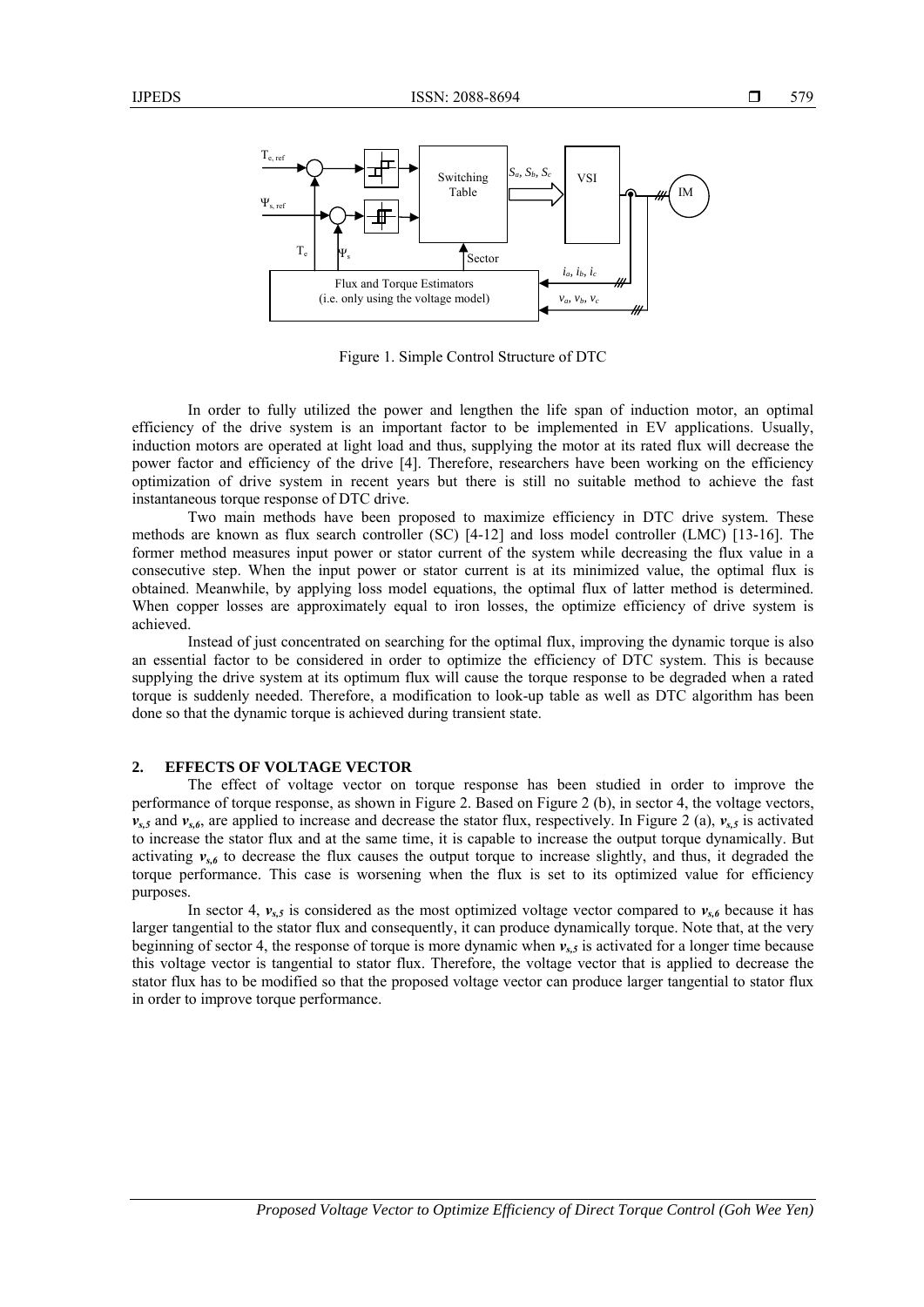$T_{e, ref}$

$\Psi_{s, ref}$

$T_e$

$\Psi_s$

Switching Table

$S_a$, $S_b$, $S_c$

VSI

IM

Sector

$i_a$, $i_b$, $i_c$

$v_a$, $v_b$, $v_c$

Flux and Torque Estimators
(i.e. only using the voltage model)

Figure 1. Simple Control Structure of DTC

In order to fully utilized the power and lengthen the life span of induction motor, an optimal efficiency of the drive system is an important factor to be implemented in EV applications. Usually, induction motors are operated at light load and thus, supplying the motor at its rated flux will decrease the power factor and efficiency of the drive [4]. Therefore, researchers have been working on the efficiency optimization of drive system in recent years but there is still no suitable method to achieve the fast instantaneous torque response of DTC drive.

Two main methods have been proposed to maximize efficiency in DTC drive system. These methods are known as flux search controller (SC) [4-12] and loss model controller (LMC) [13-16]. The former method measures input power or stator current of the system while decreasing the flux value in a consecutive step. When the input power or stator current is at its minimized value, the optimal flux is obtained. Meanwhile, by applying loss model equations, the optimal flux of latter method is determined. When copper losses are approximately equal to iron losses, the optimize efficiency of drive system is achieved.

Instead of just concentrated on searching for the optimal flux, improving the dynamic torque is also an essential factor to be considered in order to optimize the efficiency of DTC system. This is because supplying the drive system at its optimum flux will cause the torque response to be degraded when a rated torque is suddenly needed. Therefore, a modification to look-up table as well as DTC algorithm has been done so that the dynamic torque is achieved during transient state.

## 2. EFFECTS OF VOLTAGE VECTOR

The effect of voltage vector on torque response has been studied in order to improve the performance of torque response, as shown in Figure 2. Based on Figure 2 (b), in sector 4, the voltage vectors, $\boldsymbol{v}_{s,5}$ and $\boldsymbol{v}_{s,6}$, are applied to increase and decrease the stator flux, respectively. In Figure 2 (a), $\boldsymbol{v}_{s,5}$ is activated to increase the stator flux and at the same time, it is capable to increase the output torque dynamically. But activating $\boldsymbol{v}_{s,6}$ to decrease the flux causes the output torque to increase slightly, and thus, it degraded the torque performance. This case is worsening when the flux is set to its optimized value for efficiency purposes.

In sector 4, $\boldsymbol{v}_{s,5}$ is considered as the most optimized voltage vector compared to $\boldsymbol{v}_{s,6}$ because it has larger tangential to the stator flux and consequently, it can produce dynamically torque. Note that, at the very beginning of sector 4, the response of torque is more dynamic when $\boldsymbol{v}_{s,5}$ is activated for a longer time because this voltage vector is tangential to stator flux. Therefore, the voltage vector that is applied to decrease the stator flux has to be modified so that the proposed voltage vector can produce larger tangential to stator flux in order to improve torque performance.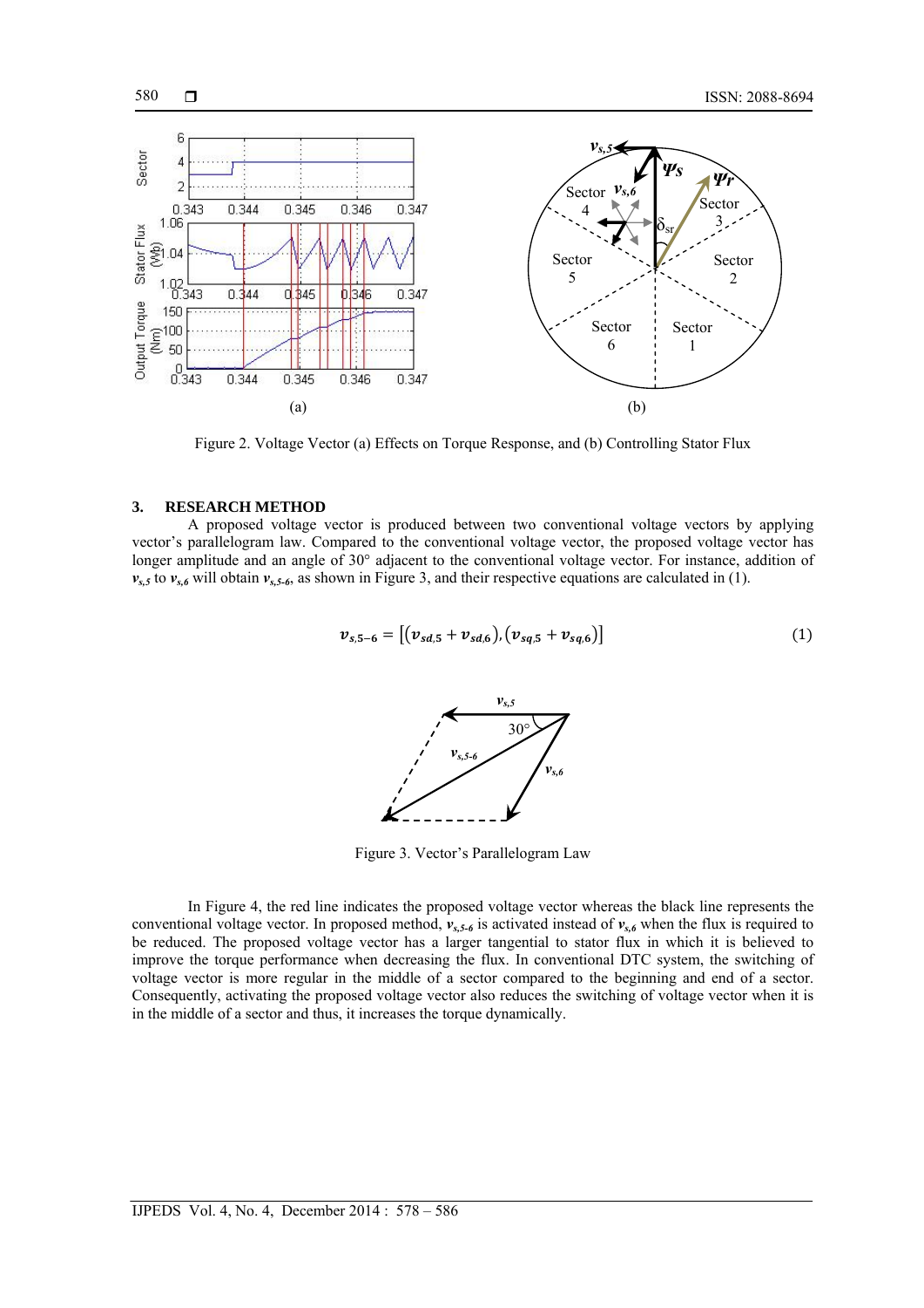Sector

6

4

2

0.343 0.344 0.345 0.346 0.347

Stator Flux (Wb)

1.06

1.04

1.02

0.343 0.344 0.345 0.346 0.347

Output Torque (Nm)

150

100

50

0

0.343 0.344 0.345 0.346 0.347

(a)

$v_{s,5}$

$\Psi_s$

$\Psi_r$

Sector 4

$v_{s,6}$

Sector 3

$\delta_{sr}$

Sector 5

Sector 2

Sector 6

Sector 1

(b)

Figure 2. Voltage Vector (a) Effects on Torque Response, and (b) Controlling Stator Flux

## 3. RESEARCH METHOD

A proposed voltage vector is produced between two conventional voltage vectors by applying vector's parallelogram law. Compared to the conventional voltage vector, the proposed voltage vector has longer amplitude and an angle of 30° adjacent to the conventional voltage vector. For instance, addition of $\boldsymbol{v_{s,5}}$ to $\boldsymbol{v_{s,6}}$ will obtain $\boldsymbol{v_{s,5\text{-}6}}$, as shown in Figure 3, and their respective equations are calculated in (1).

$$\boldsymbol{v_{s,5-6}} = \left[(\boldsymbol{v_{sd,5}} + \boldsymbol{v_{sd,6}}), (\boldsymbol{v_{sq,5}} + \boldsymbol{v_{sq,6}})\right] \tag{1}$$

$v_{s,5}$

30°

$v_{s,5\text{-}6}$

$v_{s,6}$

Figure 3. Vector's Parallelogram Law

In Figure 4, the red line indicates the proposed voltage vector whereas the black line represents the conventional voltage vector. In proposed method, $\boldsymbol{v_{s,5\text{-}6}}$ is activated instead of $\boldsymbol{v_{s,6}}$ when the flux is required to be reduced. The proposed voltage vector has a larger tangential to stator flux in which it is believed to improve the torque performance when decreasing the flux. In conventional DTC system, the switching of voltage vector is more regular in the middle of a sector compared to the beginning and end of a sector. Consequently, activating the proposed voltage vector also reduces the switching of voltage vector when it is in the middle of a sector and thus, it increases the torque dynamically.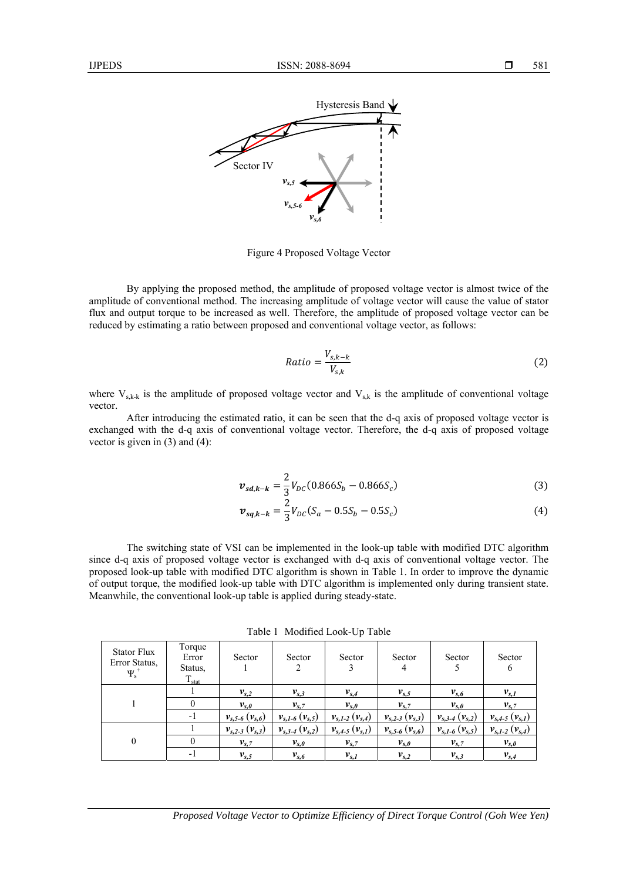Hysteresis Band

Sector IV

$v_{s,5}$

$v_{s,5\text{-}6}$

$v_{s,6}$

Figure 4 Proposed Voltage Vector

By applying the proposed method, the amplitude of proposed voltage vector is almost twice of the amplitude of conventional method. The increasing amplitude of voltage vector will cause the value of stator flux and output torque to be increased as well. Therefore, the amplitude of proposed voltage vector can be reduced by estimating a ratio between proposed and conventional voltage vector, as follows:

$$Ratio = \frac{V_{s,k-k}}{V_{s,k}} \tag{2}$$

where $V_{s,k\text{-}k}$ is the amplitude of proposed voltage vector and $V_{s,k}$ is the amplitude of conventional voltage vector.

After introducing the estimated ratio, it can be seen that the d-q axis of proposed voltage vector is exchanged with the d-q axis of conventional voltage vector. Therefore, the d-q axis of proposed voltage vector is given in (3) and (4):

$$\boldsymbol{v_{sd,k-k}} = \frac{2}{3}V_{DC}(0.866S_b - 0.866S_c) \tag{3}$$

$$\boldsymbol{v_{sq,k-k}} = \frac{2}{3}V_{DC}(S_a - 0.5S_b - 0.5S_c) \tag{4}$$

The switching state of VSI can be implemented in the look-up table with modified DTC algorithm since d-q axis of proposed voltage vector is exchanged with d-q axis of conventional voltage vector. The proposed look-up table with modified DTC algorithm is shown in Table 1. In order to improve the dynamic of output torque, the modified look-up table with DTC algorithm is implemented only during transient state. Meanwhile, the conventional look-up table is applied during steady-state.

Table 1 Modified Look-Up Table

| Stator Flux Error Status, $\Psi_s^+$ | Torque Error Status, $T_{stat}$ | Sector 1 | Sector 2 | Sector 3 | Sector 4 | Sector 5 | Sector 6 |
|---|---|---|---|---|---|---|---|
| 1 | 1 | $v_{s,2}$ | $v_{s,3}$ | $v_{s,4}$ | $v_{s,5}$ | $v_{s,6}$ | $v_{s,1}$ |
| | 0 | $v_{s,0}$ | $v_{s,7}$ | $v_{s,0}$ | $v_{s,7}$ | $v_{s,0}$ | $v_{s,7}$ |
| | -1 | $v_{s,5\text{-}6}$ ($v_{s,6}$) | $v_{s,1\text{-}6}$ ($v_{s,5}$) | $v_{s,1\text{-}2}$ ($v_{s,4}$) | $v_{s,2\text{-}3}$ ($v_{s,3}$) | $v_{s,3\text{-}4}$ ($v_{s,2}$) | $v_{s,4\text{-}5}$ ($v_{s,1}$) |
| 0 | 1 | $v_{s,2\text{-}3}$ ($v_{s,3}$) | $v_{s,3\text{-}4}$ ($v_{s,2}$) | $v_{s,4\text{-}5}$ ($v_{s,1}$) | $v_{s,5\text{-}6}$ ($v_{s,6}$) | $v_{s,1\text{-}6}$ ($v_{s,5}$) | $v_{s,1\text{-}2}$ ($v_{s,4}$) |
| | 0 | $v_{s,7}$ | $v_{s,0}$ | $v_{s,7}$ | $v_{s,0}$ | $v_{s,7}$ | $v_{s,0}$ |
| | -1 | $v_{s,5}$ | $v_{s,6}$ | $v_{s,1}$ | $v_{s,2}$ | $v_{s,3}$ | $v_{s,4}$ |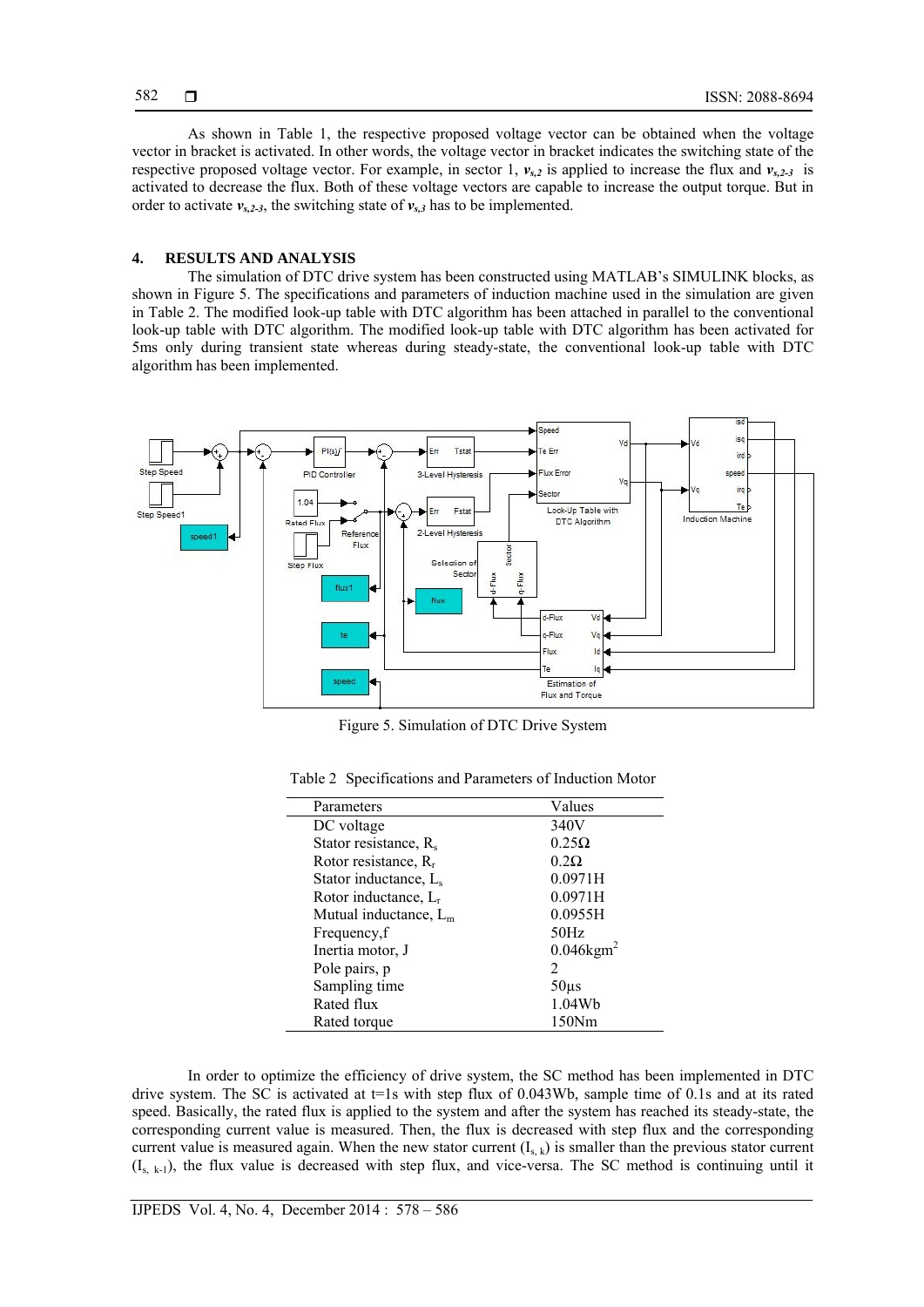As shown in Table 1, the respective proposed voltage vector can be obtained when the voltage vector in bracket is activated. In other words, the voltage vector in bracket indicates the switching state of the respective proposed voltage vector. For example, in sector 1, $\boldsymbol{v_{s,2}}$ is applied to increase the flux and $\boldsymbol{v_{s,2\text{-}3}}$ is activated to decrease the flux. Both of these voltage vectors are capable to increase the output torque. But in order to activate $\boldsymbol{v_{s,2\text{-}3}}$, the switching state of $\boldsymbol{v_{s,3}}$ has to be implemented.

## 4. RESULTS AND ANALYSIS

The simulation of DTC drive system has been constructed using MATLAB's SIMULINK blocks, as shown in Figure 5. The specifications and parameters of induction machine used in the simulation are given in Table 2. The modified look-up table with DTC algorithm has been attached in parallel to the conventional look-up table with DTC algorithm. The modified look-up table with DTC algorithm has been activated for 5ms only during transient state whereas during steady-state, the conventional look-up table with DTC algorithm has been implemented.

Step Speed
Step Speed1
speed1
PI(s)
PID Controller
1.04
Rated Flux
Reference Flux
Step Flux
flux1
te
speed
Err Tstat
3-Level Hysteresis
Err Fstat
2-Level Hysteresis
Selection of Sector
Sector
d-Flux
q-Flux
flux
Speed
Te Err
Flux Error
Sector
Vd
Vq
Look-Up Table with DTC Algorithm
d-Flux
q-Flux
Flux
Te
Vd
Vq
Id
Iq
Estimation of Flux and Torque
Vd
Vq
isd
isq
ird
speed
irq
Te
Induction Machine

Figure 5. Simulation of DTC Drive System

Table 2 Specifications and Parameters of Induction Motor

| Parameters | Values |
|---|---|
| DC voltage | 340V |
| Stator resistance, $R_s$ | 0.25Ω |
| Rotor resistance, $R_r$ | 0.2Ω |
| Stator inductance, $L_s$ | 0.0971H |
| Rotor inductance, $L_r$ | 0.0971H |
| Mutual inductance, $L_m$ | 0.0955H |
| Frequency,f | 50Hz |
| Inertia motor, J | $0.046\text{kgm}^2$ |
| Pole pairs, p | 2 |
| Sampling time | 50µs |
| Rated flux | 1.04Wb |
| Rated torque | 150Nm |

In order to optimize the efficiency of drive system, the SC method has been implemented in DTC drive system. The SC is activated at t=1s with step flux of 0.043Wb, sample time of 0.1s and at its rated speed. Basically, the rated flux is applied to the system and after the system has reached its steady-state, the corresponding current value is measured. Then, the flux is decreased with step flux and the corresponding current value is measured again. When the new stator current ($I_{s,\,k}$) is smaller than the previous stator current ($I_{s,\,k\text{-}1}$), the flux value is decreased with step flux, and vice-versa. The SC method is continuing until it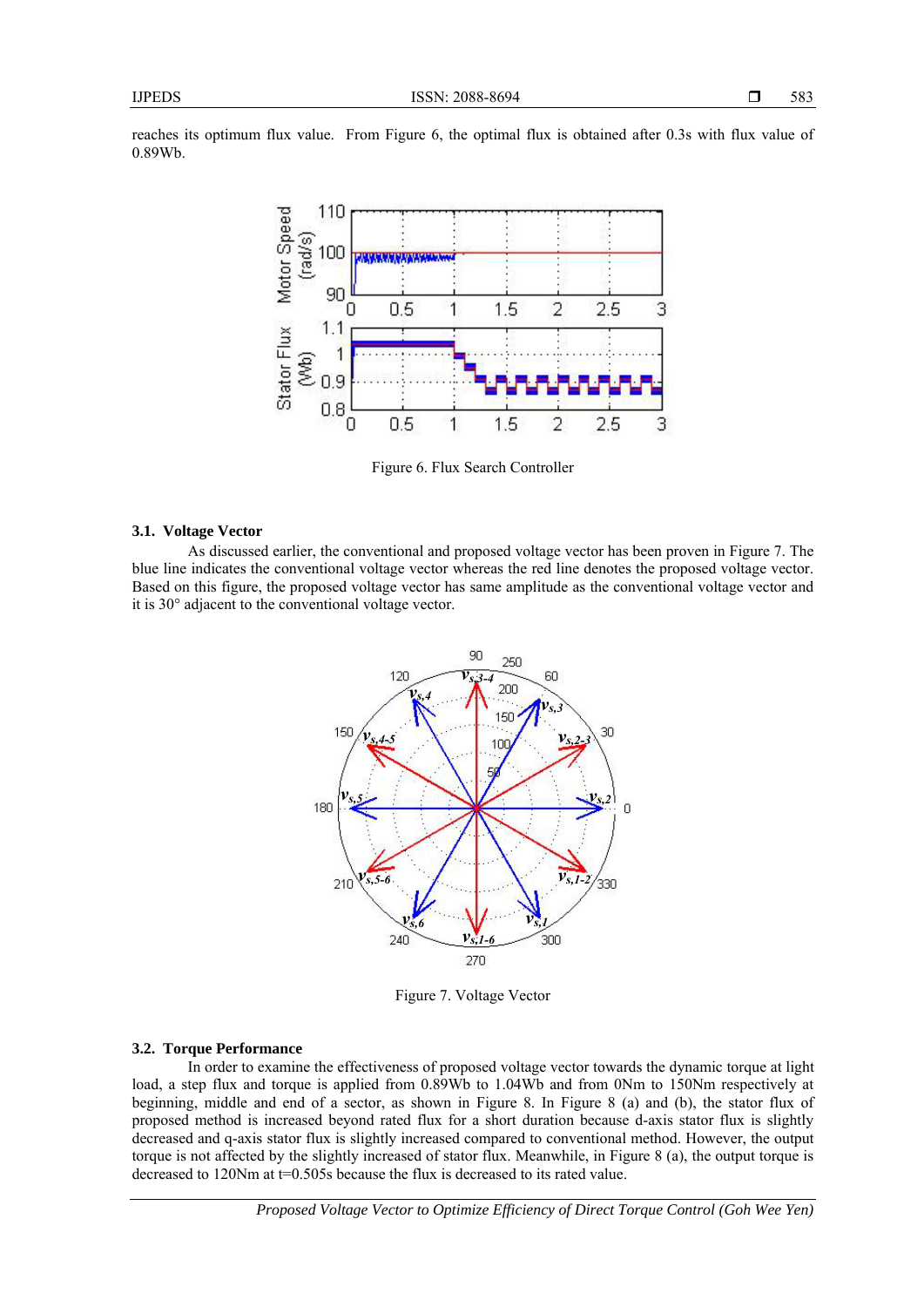reaches its optimum flux value. From Figure 6, the optimal flux is obtained after 0.3s with flux value of 0.89Wb.

Motor Speed (rad/s)
110
100
90
0 0.5 1 1.5 2 2.5 3

Stator Flux (Wb)
1.1
1
0.9
0.8
0 0.5 1 1.5 2 2.5 3

Figure 6. Flux Search Controller

### 3.1. Voltage Vector

As discussed earlier, the conventional and proposed voltage vector has been proven in Figure 7. The blue line indicates the conventional voltage vector whereas the red line denotes the proposed voltage vector. Based on this figure, the proposed voltage vector has same amplitude as the conventional voltage vector and it is 30° adjacent to the conventional voltage vector.

90
250
120
$v_{s,3\text{-}4}$
60
200
$v_{s,4}$
$v_{s,3}$
150
150
30
$v_{s,4\text{-}5}$
100
$v_{s,2\text{-}3}$
50
180
$v_{s,5}$
$v_{s,2}$
0
210
$v_{s,5\text{-}6}$
$v_{s,1\text{-}2}$
330
$v_{s,6}$
$v_{s,1}$
240
$v_{s,1\text{-}6}$
300
270

Figure 7. Voltage Vector

### 3.2. Torque Performance

In order to examine the effectiveness of proposed voltage vector towards the dynamic torque at light load, a step flux and torque is applied from 0.89Wb to 1.04Wb and from 0Nm to 150Nm respectively at beginning, middle and end of a sector, as shown in Figure 8. In Figure 8 (a) and (b), the stator flux of proposed method is increased beyond rated flux for a short duration because d-axis stator flux is slightly decreased and q-axis stator flux is slightly increased compared to conventional method. However, the output torque is not affected by the slightly increased of stator flux. Meanwhile, in Figure 8 (a), the output torque is decreased to 120Nm at t=0.505s because the flux is decreased to its rated value.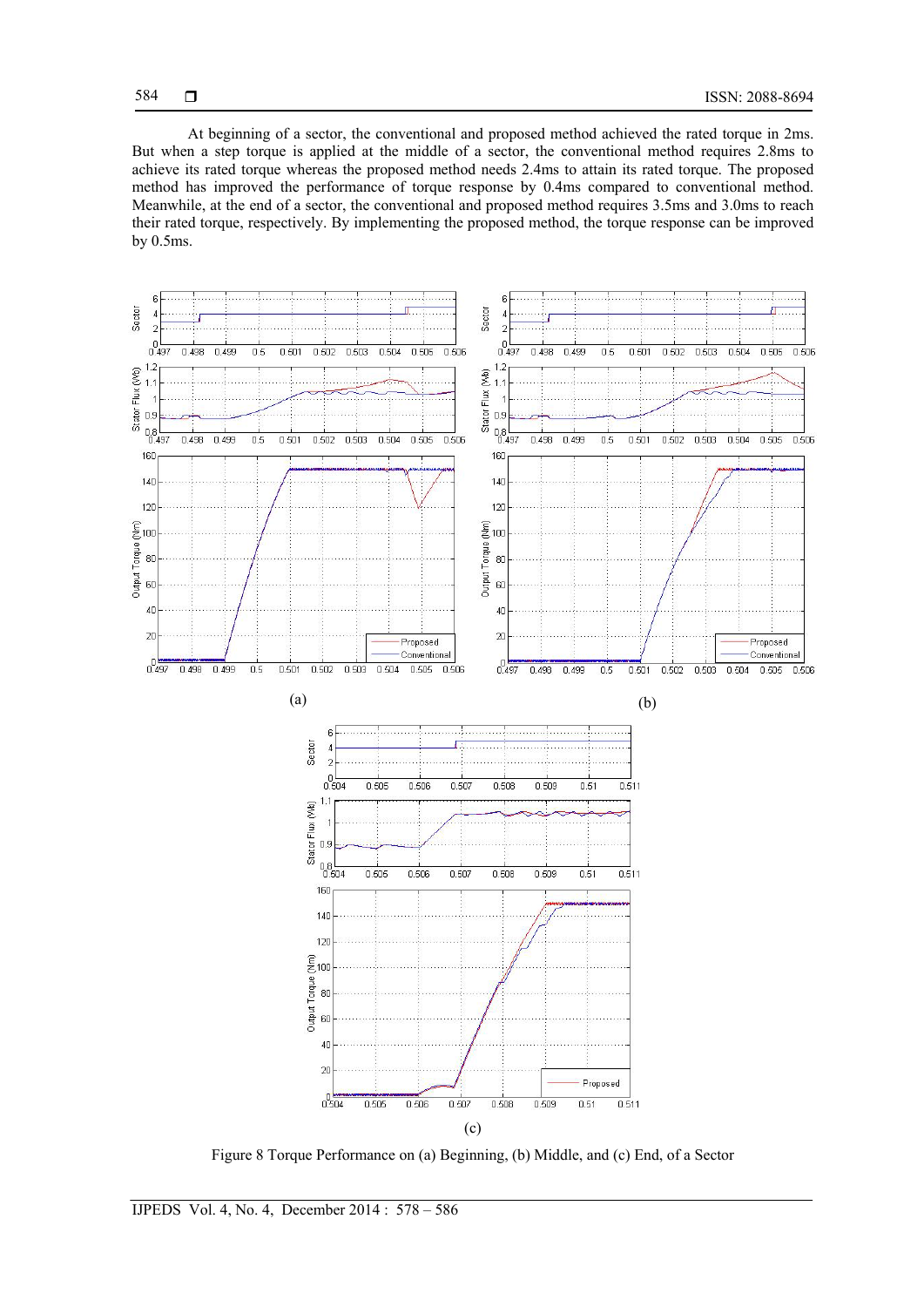At beginning of a sector, the conventional and proposed method achieved the rated torque in 2ms. But when a step torque is applied at the middle of a sector, the conventional method requires 2.8ms to achieve its rated torque whereas the proposed method needs 2.4ms to attain its rated torque. The proposed method has improved the performance of torque response by 0.4ms compared to conventional method. Meanwhile, at the end of a sector, the conventional and proposed method requires 3.5ms and 3.0ms to reach their rated torque, respectively. By implementing the proposed method, the torque response can be improved by 0.5ms.

(a)

(b)

(c)

Figure 8 Torque Performance on (a) Beginning, (b) Middle, and (c) End, of a Sector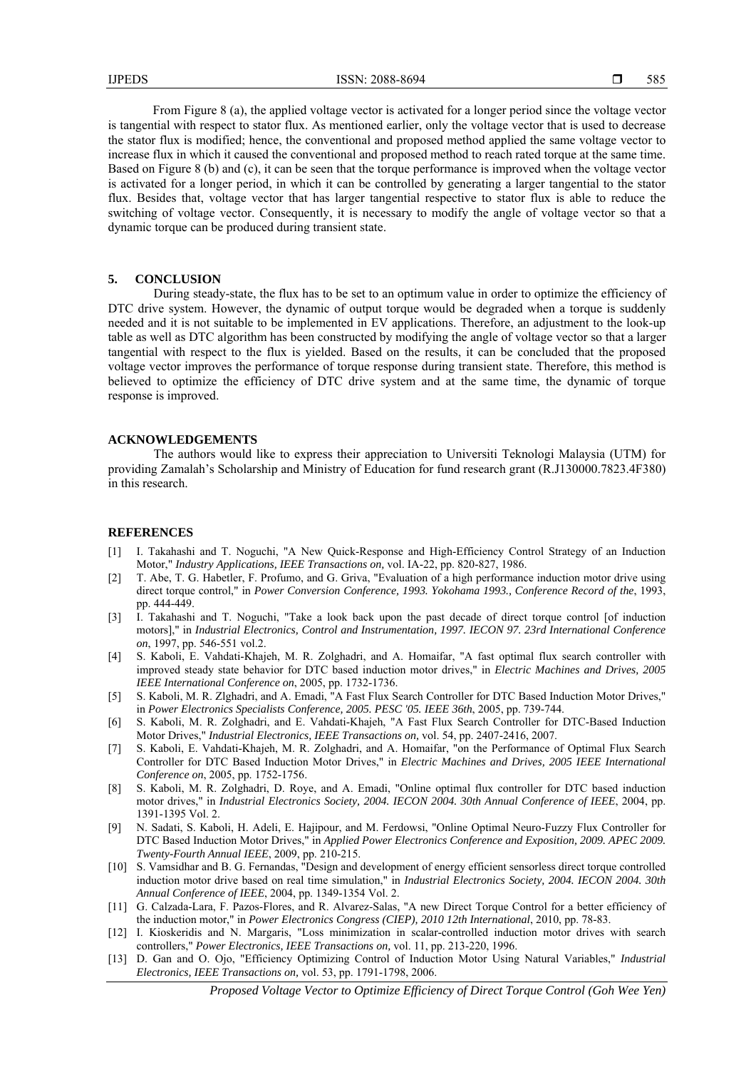From Figure 8 (a), the applied voltage vector is activated for a longer period since the voltage vector is tangential with respect to stator flux. As mentioned earlier, only the voltage vector that is used to decrease the stator flux is modified; hence, the conventional and proposed method applied the same voltage vector to increase flux in which it caused the conventional and proposed method to reach rated torque at the same time. Based on Figure 8 (b) and (c), it can be seen that the torque performance is improved when the voltage vector is activated for a longer period, in which it can be controlled by generating a larger tangential to the stator flux. Besides that, voltage vector that has larger tangential respective to stator flux is able to reduce the switching of voltage vector. Consequently, it is necessary to modify the angle of voltage vector so that a dynamic torque can be produced during transient state.

## 5. CONCLUSION

During steady-state, the flux has to be set to an optimum value in order to optimize the efficiency of DTC drive system. However, the dynamic of output torque would be degraded when a torque is suddenly needed and it is not suitable to be implemented in EV applications. Therefore, an adjustment to the look-up table as well as DTC algorithm has been constructed by modifying the angle of voltage vector so that a larger tangential with respect to the flux is yielded. Based on the results, it can be concluded that the proposed voltage vector improves the performance of torque response during transient state. Therefore, this method is believed to optimize the efficiency of DTC drive system and at the same time, the dynamic of torque response is improved.

## ACKNOWLEDGEMENTS

The authors would like to express their appreciation to Universiti Teknologi Malaysia (UTM) for providing Zamalah's Scholarship and Ministry of Education for fund research grant (R.J130000.7823.4F380) in this research.

## REFERENCES

[1] I. Takahashi and T. Noguchi, "A New Quick-Response and High-Efficiency Control Strategy of an Induction Motor," *Industry Applications, IEEE Transactions on,* vol. IA-22, pp. 820-827, 1986.

[2] T. Abe, T. G. Habetler, F. Profumo, and G. Griva, "Evaluation of a high performance induction motor drive using direct torque control," in *Power Conversion Conference, 1993. Yokohama 1993., Conference Record of the*, 1993, pp. 444-449.

[3] I. Takahashi and T. Noguchi, "Take a look back upon the past decade of direct torque control [of induction motors]," in *Industrial Electronics, Control and Instrumentation, 1997. IECON 97. 23rd International Conference on*, 1997, pp. 546-551 vol.2.

[4] S. Kaboli, E. Vahdati-Khajeh, M. R. Zolghadri, and A. Homaifar, "A fast optimal flux search controller with improved steady state behavior for DTC based induction motor drives," in *Electric Machines and Drives, 2005 IEEE International Conference on*, 2005, pp. 1732-1736.

[5] S. Kaboli, M. R. Zlghadri, and A. Emadi, "A Fast Flux Search Controller for DTC Based Induction Motor Drives," in *Power Electronics Specialists Conference, 2005. PESC '05. IEEE 36th*, 2005, pp. 739-744.

[6] S. Kaboli, M. R. Zolghadri, and E. Vahdati-Khajeh, "A Fast Flux Search Controller for DTC-Based Induction Motor Drives," *Industrial Electronics, IEEE Transactions on,* vol. 54, pp. 2407-2416, 2007.

[7] S. Kaboli, E. Vahdati-Khajeh, M. R. Zolghadri, and A. Homaifar, "on the Performance of Optimal Flux Search Controller for DTC Based Induction Motor Drives," in *Electric Machines and Drives, 2005 IEEE International Conference on*, 2005, pp. 1752-1756.

[8] S. Kaboli, M. R. Zolghadri, D. Roye, and A. Emadi, "Online optimal flux controller for DTC based induction motor drives," in *Industrial Electronics Society, 2004. IECON 2004. 30th Annual Conference of IEEE*, 2004, pp. 1391-1395 Vol. 2.

[9] N. Sadati, S. Kaboli, H. Adeli, E. Hajipour, and M. Ferdowsi, "Online Optimal Neuro-Fuzzy Flux Controller for DTC Based Induction Motor Drives," in *Applied Power Electronics Conference and Exposition, 2009. APEC 2009. Twenty-Fourth Annual IEEE*, 2009, pp. 210-215.

[10] S. Vamsidhar and B. G. Fernandas, "Design and development of energy efficient sensorless direct torque controlled induction motor drive based on real time simulation," in *Industrial Electronics Society, 2004. IECON 2004. 30th Annual Conference of IEEE*, 2004, pp. 1349-1354 Vol. 2.

[11] G. Calzada-Lara, F. Pazos-Flores, and R. Alvarez-Salas, "A new Direct Torque Control for a better efficiency of the induction motor," in *Power Electronics Congress (CIEP), 2010 12th International*, 2010, pp. 78-83.

[12] I. Kioskeridis and N. Margaris, "Loss minimization in scalar-controlled induction motor drives with search controllers," *Power Electronics, IEEE Transactions on,* vol. 11, pp. 213-220, 1996.

[13] D. Gan and O. Ojo, "Efficiency Optimizing Control of Induction Motor Using Natural Variables," *Industrial Electronics, IEEE Transactions on,* vol. 53, pp. 1791-1798, 2006.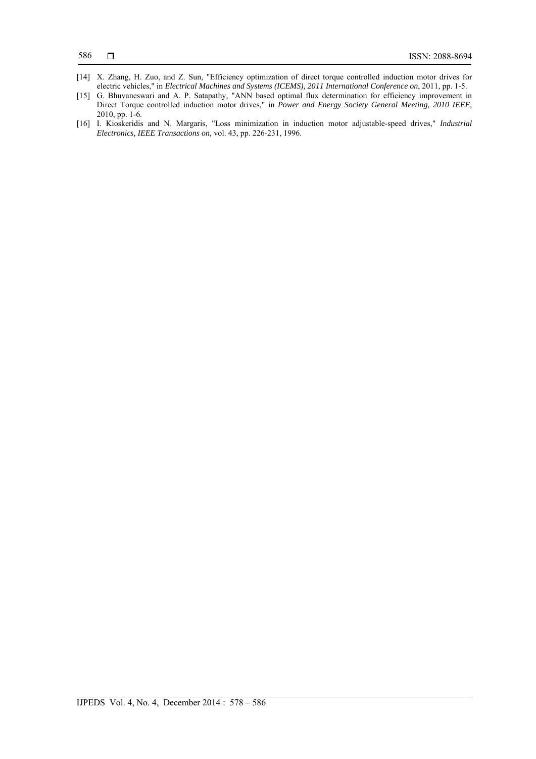[14] X. Zhang, H. Zuo, and Z. Sun, "Efficiency optimization of direct torque controlled induction motor drives for electric vehicles," in *Electrical Machines and Systems (ICEMS), 2011 International Conference on*, 2011, pp. 1-5.

[15] G. Bhuvaneswari and A. P. Satapathy, "ANN based optimal flux determination for efficiency improvement in Direct Torque controlled induction motor drives," in *Power and Energy Society General Meeting, 2010 IEEE*, 2010, pp. 1-6.

[16] I. Kioskeridis and N. Margaris, "Loss minimization in induction motor adjustable-speed drives," *Industrial Electronics, IEEE Transactions on*, vol. 43, pp. 226-231, 1996.